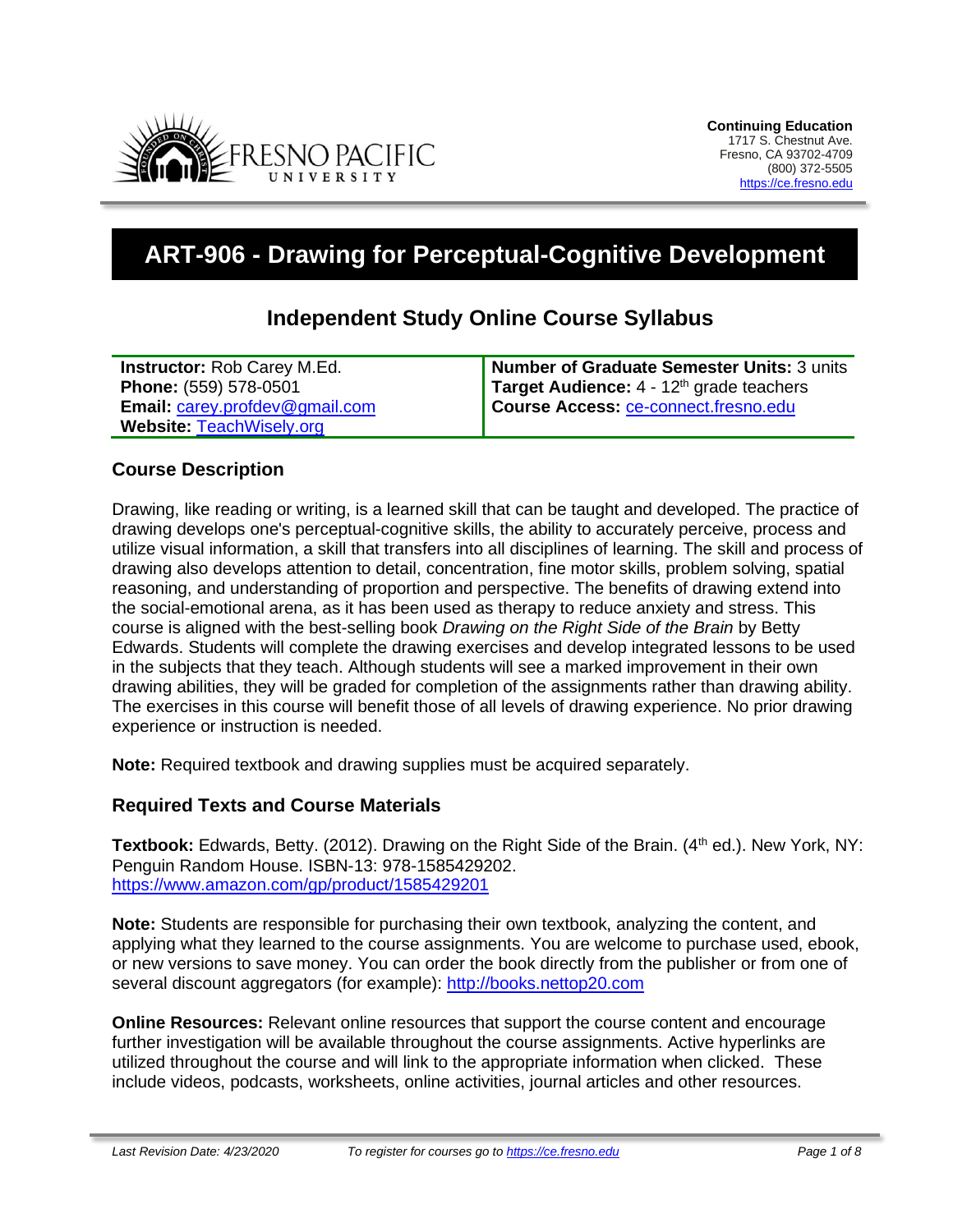**Continuing Education**
1717 S. Chestnut Ave.
Fresno, CA 93702-4709
(800) 372-5505
https://ce.fresno.edu

# ART-906 - Drawing for Perceptual-Cognitive Development

## Independent Study Online Course Syllabus

| | |
|---|---|
| **Instructor:** Rob Carey M.Ed.<br>**Phone:** (559) 578-0501<br>**Email:** carey.profdev@gmail.com<br>**Website:** TeachWisely.org | **Number of Graduate Semester Units:** 3 units<br>**Target Audience:** 4 - 12th grade teachers<br>**Course Access:** ce-connect.fresno.edu |

### Course Description

Drawing, like reading or writing, is a learned skill that can be taught and developed. The practice of drawing develops one's perceptual-cognitive skills, the ability to accurately perceive, process and utilize visual information, a skill that transfers into all disciplines of learning. The skill and process of drawing also develops attention to detail, concentration, fine motor skills, problem solving, spatial reasoning, and understanding of proportion and perspective. The benefits of drawing extend into the social-emotional arena, as it has been used as therapy to reduce anxiety and stress. This course is aligned with the best-selling book *Drawing on the Right Side of the Brain* by Betty Edwards. Students will complete the drawing exercises and develop integrated lessons to be used in the subjects that they teach. Although students will see a marked improvement in their own drawing abilities, they will be graded for completion of the assignments rather than drawing ability. The exercises in this course will benefit those of all levels of drawing experience. No prior drawing experience or instruction is needed.

**Note:** Required textbook and drawing supplies must be acquired separately.

### Required Texts and Course Materials

**Textbook:** Edwards, Betty. (2012). Drawing on the Right Side of the Brain. (4th ed.). New York, NY: Penguin Random House. ISBN-13: 978-1585429202.
https://www.amazon.com/gp/product/1585429201

**Note:** Students are responsible for purchasing their own textbook, analyzing the content, and applying what they learned to the course assignments. You are welcome to purchase used, ebook, or new versions to save money. You can order the book directly from the publisher or from one of several discount aggregators (for example): http://books.nettop20.com

**Online Resources:** Relevant online resources that support the course content and encourage further investigation will be available throughout the course assignments. Active hyperlinks are utilized throughout the course and will link to the appropriate information when clicked. These include videos, podcasts, worksheets, online activities, journal articles and other resources.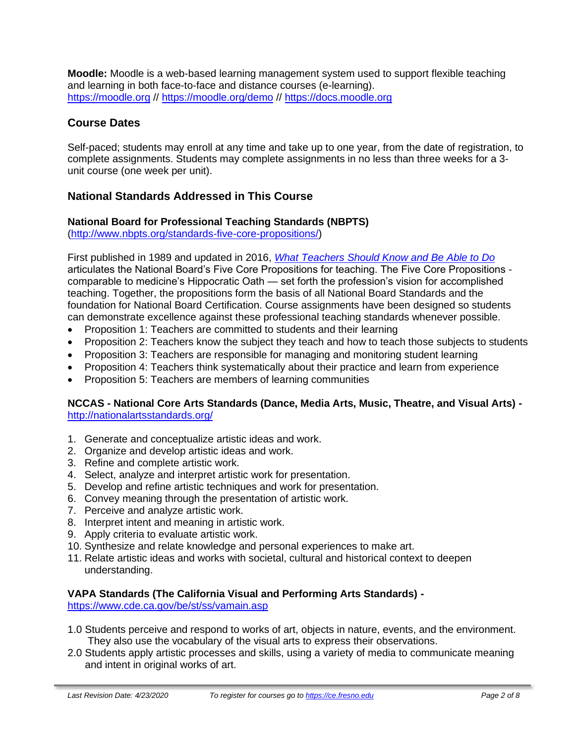**Moodle:** Moodle is a web-based learning management system used to support flexible teaching and learning in both face-to-face and distance courses (e-learning).
https://moodle.org // https://moodle.org/demo // https://docs.moodle.org

## Course Dates

Self-paced; students may enroll at any time and take up to one year, from the date of registration, to complete assignments. Students may complete assignments in no less than three weeks for a 3-unit course (one week per unit).

## National Standards Addressed in This Course

### National Board for Professional Teaching Standards (NBPTS)

(http://www.nbpts.org/standards-five-core-propositions/)

First published in 1989 and updated in 2016, *What Teachers Should Know and Be Able to Do* articulates the National Board's Five Core Propositions for teaching. The Five Core Propositions - comparable to medicine's Hippocratic Oath — set forth the profession's vision for accomplished teaching. Together, the propositions form the basis of all National Board Standards and the foundation for National Board Certification. Course assignments have been designed so students can demonstrate excellence against these professional teaching standards whenever possible.

- Proposition 1: Teachers are committed to students and their learning
- Proposition 2: Teachers know the subject they teach and how to teach those subjects to students
- Proposition 3: Teachers are responsible for managing and monitoring student learning
- Proposition 4: Teachers think systematically about their practice and learn from experience
- Proposition 5: Teachers are members of learning communities

### NCCAS - National Core Arts Standards (Dance, Media Arts, Music, Theatre, and Visual Arts) -

http://nationalartsstandards.org/

1. Generate and conceptualize artistic ideas and work.
2. Organize and develop artistic ideas and work.
3. Refine and complete artistic work.
4. Select, analyze and interpret artistic work for presentation.
5. Develop and refine artistic techniques and work for presentation.
6. Convey meaning through the presentation of artistic work.
7. Perceive and analyze artistic work.
8. Interpret intent and meaning in artistic work.
9. Apply criteria to evaluate artistic work.
10. Synthesize and relate knowledge and personal experiences to make art.
11. Relate artistic ideas and works with societal, cultural and historical context to deepen understanding.

### VAPA Standards (The California Visual and Performing Arts Standards) -

https://www.cde.ca.gov/be/st/ss/vamain.asp

1.0 Students perceive and respond to works of art, objects in nature, events, and the environment. They also use the vocabulary of the visual arts to express their observations.

2.0 Students apply artistic processes and skills, using a variety of media to communicate meaning and intent in original works of art.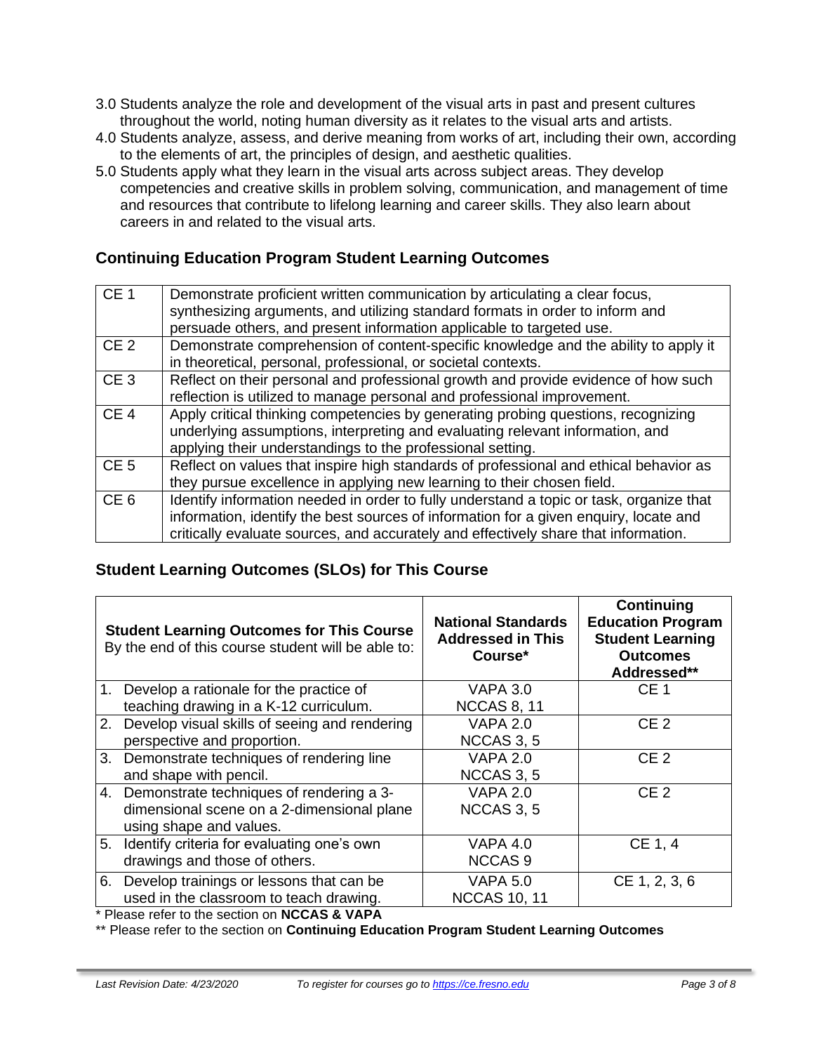3.0 Students analyze the role and development of the visual arts in past and present cultures throughout the world, noting human diversity as it relates to the visual arts and artists.

4.0 Students analyze, assess, and derive meaning from works of art, including their own, according to the elements of art, the principles of design, and aesthetic qualities.

5.0 Students apply what they learn in the visual arts across subject areas. They develop competencies and creative skills in problem solving, communication, and management of time and resources that contribute to lifelong learning and career skills. They also learn about careers in and related to the visual arts.

## Continuing Education Program Student Learning Outcomes

| | |
|---|---|
| CE 1 | Demonstrate proficient written communication by articulating a clear focus, synthesizing arguments, and utilizing standard formats in order to inform and persuade others, and present information applicable to targeted use. |
| CE 2 | Demonstrate comprehension of content-specific knowledge and the ability to apply it in theoretical, personal, professional, or societal contexts. |
| CE 3 | Reflect on their personal and professional growth and provide evidence of how such reflection is utilized to manage personal and professional improvement. |
| CE 4 | Apply critical thinking competencies by generating probing questions, recognizing underlying assumptions, interpreting and evaluating relevant information, and applying their understandings to the professional setting. |
| CE 5 | Reflect on values that inspire high standards of professional and ethical behavior as they pursue excellence in applying new learning to their chosen field. |
| CE 6 | Identify information needed in order to fully understand a topic or task, organize that information, identify the best sources of information for a given enquiry, locate and critically evaluate sources, and accurately and effectively share that information. |

## Student Learning Outcomes (SLOs) for This Course

| **Student Learning Outcomes for This Course** By the end of this course student will be able to: | **National Standards Addressed in This Course*** | **Continuing Education Program Student Learning Outcomes Addressed**** |
|---|---|---|
| 1. Develop a rationale for the practice of teaching drawing in a K-12 curriculum. | VAPA 3.0 NCCAS 8, 11 | CE 1 |
| 2. Develop visual skills of seeing and rendering perspective and proportion. | VAPA 2.0 NCCAS 3, 5 | CE 2 |
| 3. Demonstrate techniques of rendering line and shape with pencil. | VAPA 2.0 NCCAS 3, 5 | CE 2 |
| 4. Demonstrate techniques of rendering a 3-dimensional scene on a 2-dimensional plane using shape and values. | VAPA 2.0 NCCAS 3, 5 | CE 2 |
| 5. Identify criteria for evaluating one's own drawings and those of others. | VAPA 4.0 NCCAS 9 | CE 1, 4 |
| 6. Develop trainings or lessons that can be used in the classroom to teach drawing. | VAPA 5.0 NCCAS 10, 11 | CE 1, 2, 3, 6 |

\* Please refer to the section on **NCCAS & VAPA**

\*\* Please refer to the section on **Continuing Education Program Student Learning Outcomes**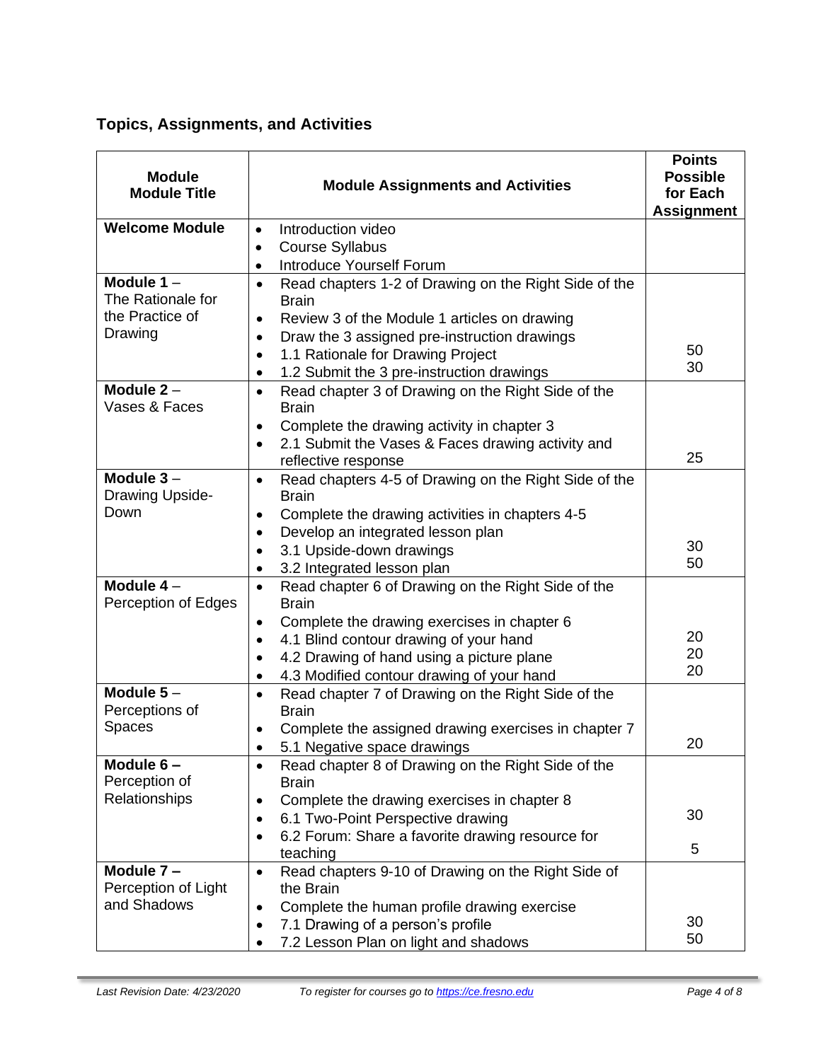## Topics, Assignments, and Activities

| Module<br>Module Title | Module Assignments and Activities | Points Possible for Each Assignment |
|---|---|---|
| **Welcome Module** | • Introduction video<br>• Course Syllabus<br>• Introduce Yourself Forum | |
| **Module 1** – The Rationale for the Practice of Drawing | • Read chapters 1-2 of Drawing on the Right Side of the Brain<br>• Review 3 of the Module 1 articles on drawing<br>• Draw the 3 assigned pre-instruction drawings<br>• 1.1 Rationale for Drawing Project<br>• 1.2 Submit the 3 pre-instruction drawings | 50<br>30 |
| **Module 2** – Vases & Faces | • Read chapter 3 of Drawing on the Right Side of the Brain<br>• Complete the drawing activity in chapter 3<br>• 2.1 Submit the Vases & Faces drawing activity and reflective response | 25 |
| **Module 3** – Drawing Upside-Down | • Read chapters 4-5 of Drawing on the Right Side of the Brain<br>• Complete the drawing activities in chapters 4-5<br>• Develop an integrated lesson plan<br>• 3.1 Upside-down drawings<br>• 3.2 Integrated lesson plan | 30<br>50 |
| **Module 4** – Perception of Edges | • Read chapter 6 of Drawing on the Right Side of the Brain<br>• Complete the drawing exercises in chapter 6<br>• 4.1 Blind contour drawing of your hand<br>• 4.2 Drawing of hand using a picture plane<br>• 4.3 Modified contour drawing of your hand | 20<br>20<br>20 |
| **Module 5** – Perceptions of Spaces | • Read chapter 7 of Drawing on the Right Side of the Brain<br>• Complete the assigned drawing exercises in chapter 7<br>• 5.1 Negative space drawings | 20 |
| **Module 6 –** Perception of Relationships | • Read chapter 8 of Drawing on the Right Side of the Brain<br>• Complete the drawing exercises in chapter 8<br>• 6.1 Two-Point Perspective drawing<br>• 6.2 Forum: Share a favorite drawing resource for teaching | 30<br>5 |
| **Module 7 –** Perception of Light and Shadows | • Read chapters 9-10 of Drawing on the Right Side of the Brain<br>• Complete the human profile drawing exercise<br>• 7.1 Drawing of a person's profile<br>• 7.2 Lesson Plan on light and shadows | 30<br>50 |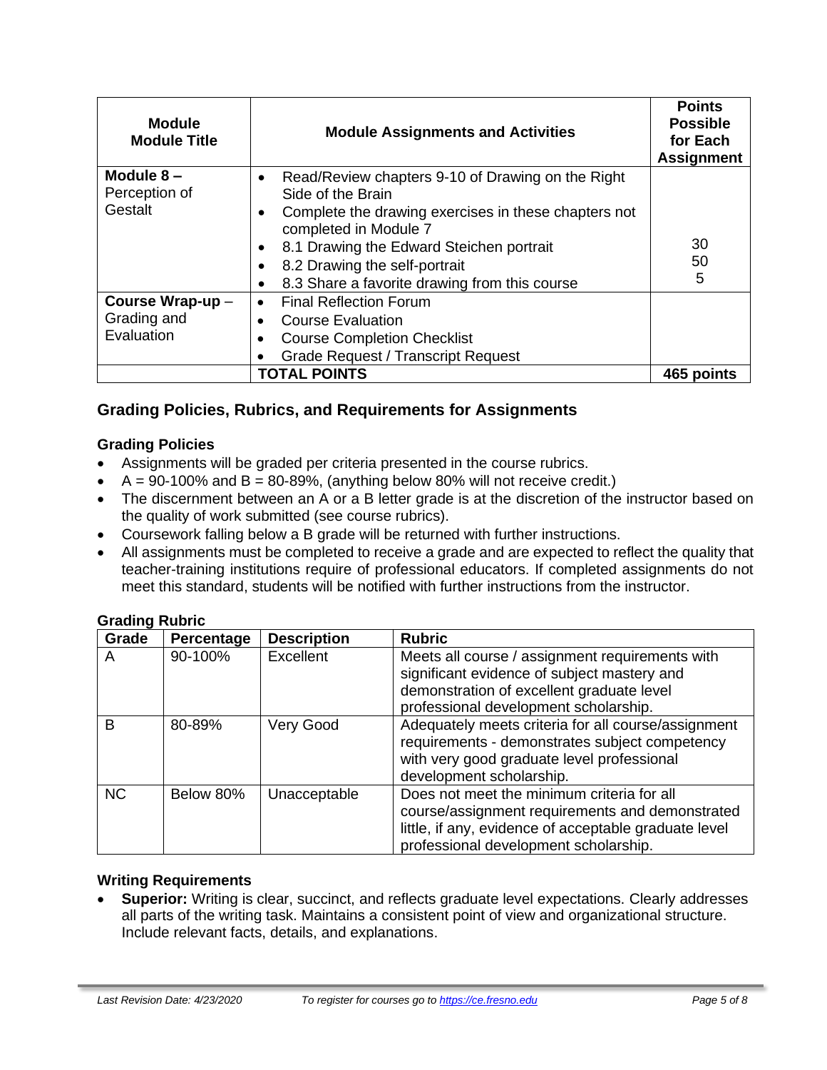| Module Module Title | Module Assignments and Activities | Points Possible for Each Assignment |
|---|---|---|
| **Module 8 –** Perception of Gestalt | • Read/Review chapters 9-10 of Drawing on the Right Side of the Brain<br>• Complete the drawing exercises in these chapters not completed in Module 7<br>• 8.1 Drawing the Edward Steichen portrait<br>• 8.2 Drawing the self-portrait<br>• 8.3 Share a favorite drawing from this course | <br><br><br>30<br>50<br>5 |
| **Course Wrap-up** – Grading and Evaluation | • Final Reflection Forum<br>• Course Evaluation<br>• Course Completion Checklist<br>• Grade Request / Transcript Request | |
| | **TOTAL POINTS** | **465 points** |

## Grading Policies, Rubrics, and Requirements for Assignments

### Grading Policies

- Assignments will be graded per criteria presented in the course rubrics.
- A = 90-100% and B = 80-89%, (anything below 80% will not receive credit.)
- The discernment between an A or a B letter grade is at the discretion of the instructor based on the quality of work submitted (see course rubrics).
- Coursework falling below a B grade will be returned with further instructions.
- All assignments must be completed to receive a grade and are expected to reflect the quality that teacher-training institutions require of professional educators. If completed assignments do not meet this standard, students will be notified with further instructions from the instructor.

### Grading Rubric

| Grade | Percentage | Description | Rubric |
|---|---|---|---|
| A | 90-100% | Excellent | Meets all course / assignment requirements with significant evidence of subject mastery and demonstration of excellent graduate level professional development scholarship. |
| B | 80-89% | Very Good | Adequately meets criteria for all course/assignment requirements - demonstrates subject competency with very good graduate level professional development scholarship. |
| NC | Below 80% | Unacceptable | Does not meet the minimum criteria for all course/assignment requirements and demonstrated little, if any, evidence of acceptable graduate level professional development scholarship. |

### Writing Requirements

- **Superior:** Writing is clear, succinct, and reflects graduate level expectations. Clearly addresses all parts of the writing task. Maintains a consistent point of view and organizational structure. Include relevant facts, details, and explanations.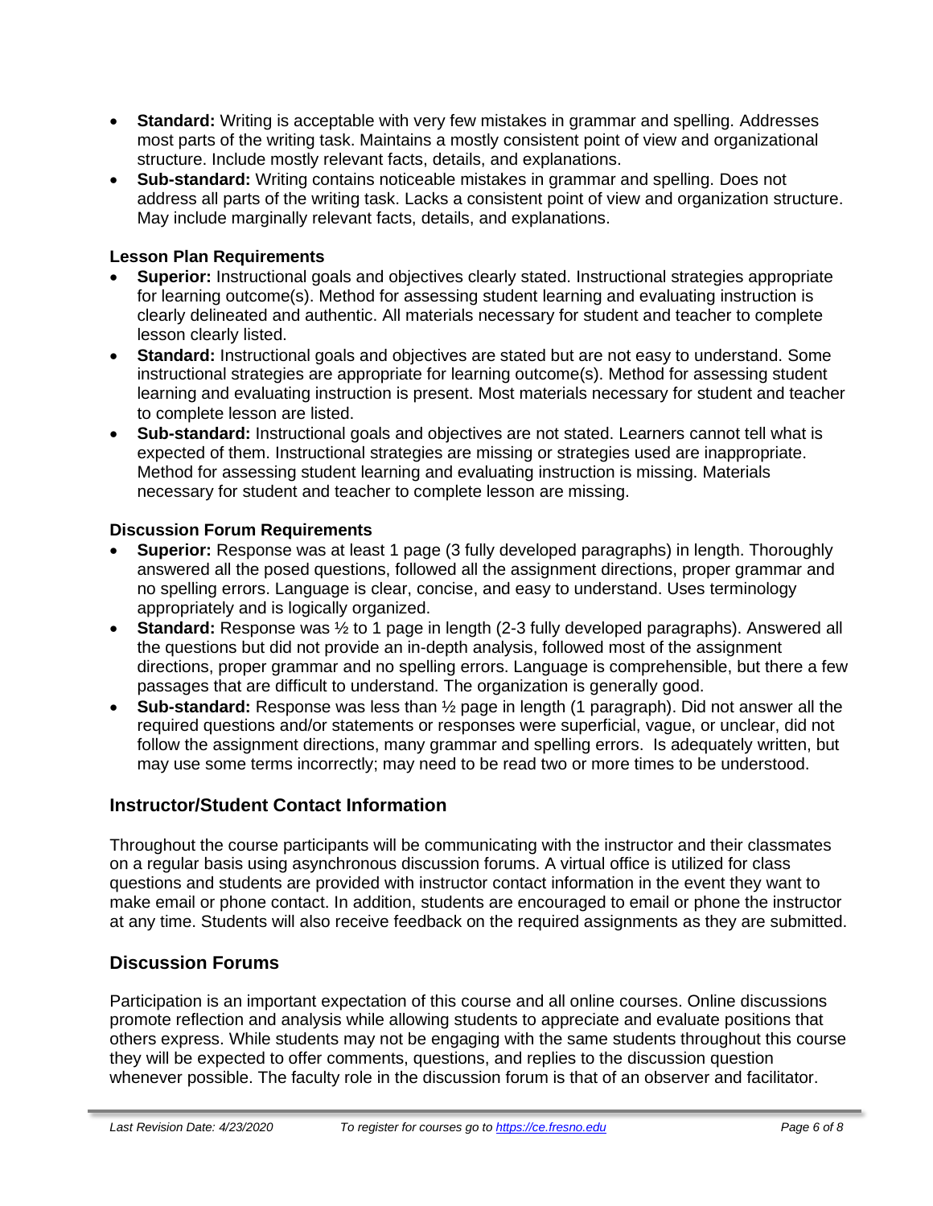- **Standard:** Writing is acceptable with very few mistakes in grammar and spelling. Addresses most parts of the writing task. Maintains a mostly consistent point of view and organizational structure. Include mostly relevant facts, details, and explanations.
- **Sub-standard:** Writing contains noticeable mistakes in grammar and spelling. Does not address all parts of the writing task. Lacks a consistent point of view and organization structure. May include marginally relevant facts, details, and explanations.

#### Lesson Plan Requirements

- **Superior:** Instructional goals and objectives clearly stated. Instructional strategies appropriate for learning outcome(s). Method for assessing student learning and evaluating instruction is clearly delineated and authentic. All materials necessary for student and teacher to complete lesson clearly listed.
- **Standard:** Instructional goals and objectives are stated but are not easy to understand. Some instructional strategies are appropriate for learning outcome(s). Method for assessing student learning and evaluating instruction is present. Most materials necessary for student and teacher to complete lesson are listed.
- **Sub-standard:** Instructional goals and objectives are not stated. Learners cannot tell what is expected of them. Instructional strategies are missing or strategies used are inappropriate. Method for assessing student learning and evaluating instruction is missing. Materials necessary for student and teacher to complete lesson are missing.

#### Discussion Forum Requirements

- **Superior:** Response was at least 1 page (3 fully developed paragraphs) in length. Thoroughly answered all the posed questions, followed all the assignment directions, proper grammar and no spelling errors. Language is clear, concise, and easy to understand. Uses terminology appropriately and is logically organized.
- **Standard:** Response was ½ to 1 page in length (2-3 fully developed paragraphs). Answered all the questions but did not provide an in-depth analysis, followed most of the assignment directions, proper grammar and no spelling errors. Language is comprehensible, but there a few passages that are difficult to understand. The organization is generally good.
- **Sub-standard:** Response was less than ½ page in length (1 paragraph). Did not answer all the required questions and/or statements or responses were superficial, vague, or unclear, did not follow the assignment directions, many grammar and spelling errors. Is adequately written, but may use some terms incorrectly; may need to be read two or more times to be understood.

## Instructor/Student Contact Information

Throughout the course participants will be communicating with the instructor and their classmates on a regular basis using asynchronous discussion forums. A virtual office is utilized for class questions and students are provided with instructor contact information in the event they want to make email or phone contact. In addition, students are encouraged to email or phone the instructor at any time. Students will also receive feedback on the required assignments as they are submitted.

## Discussion Forums

Participation is an important expectation of this course and all online courses. Online discussions promote reflection and analysis while allowing students to appreciate and evaluate positions that others express. While students may not be engaging with the same students throughout this course they will be expected to offer comments, questions, and replies to the discussion question whenever possible. The faculty role in the discussion forum is that of an observer and facilitator.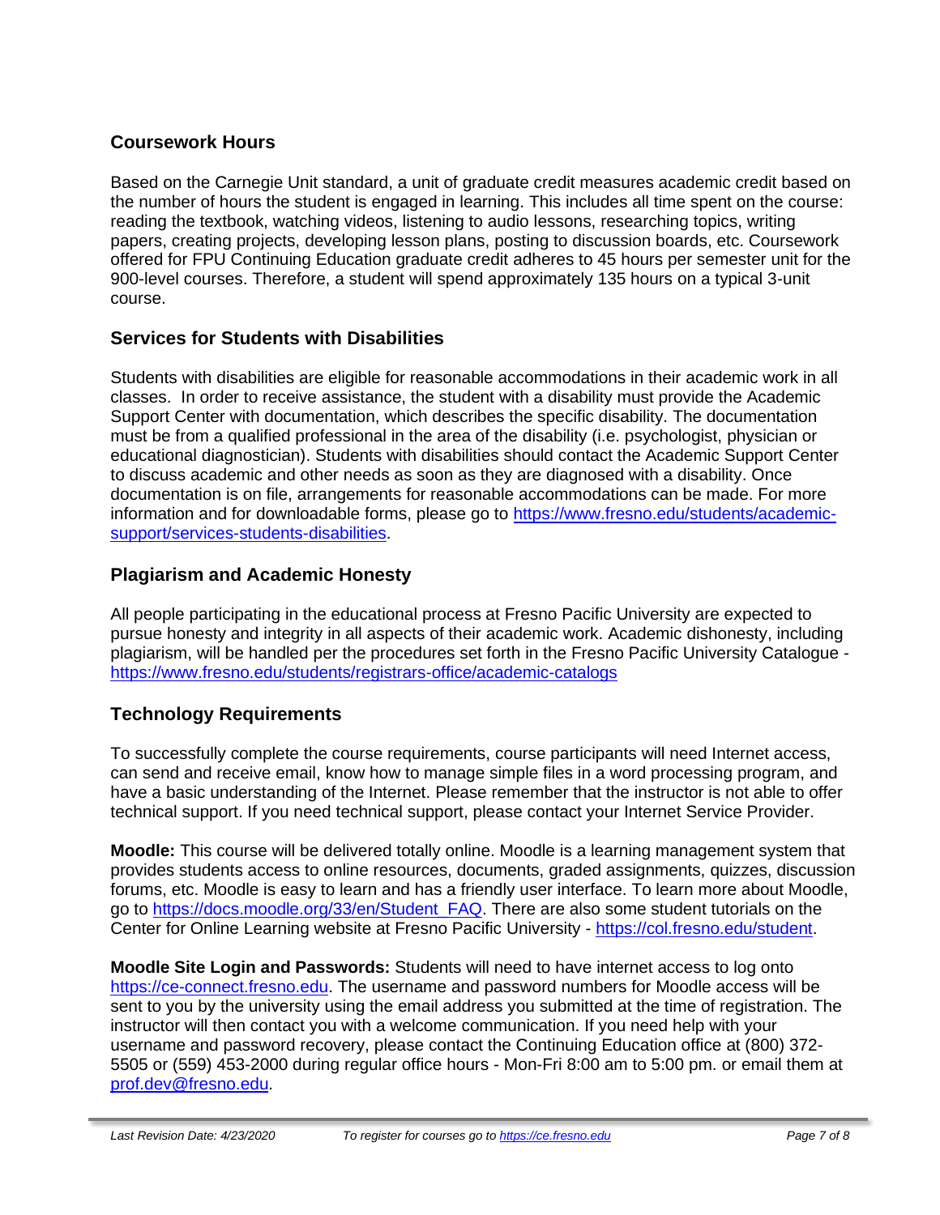## Coursework Hours

Based on the Carnegie Unit standard, a unit of graduate credit measures academic credit based on the number of hours the student is engaged in learning. This includes all time spent on the course: reading the textbook, watching videos, listening to audio lessons, researching topics, writing papers, creating projects, developing lesson plans, posting to discussion boards, etc. Coursework offered for FPU Continuing Education graduate credit adheres to 45 hours per semester unit for the 900-level courses. Therefore, a student will spend approximately 135 hours on a typical 3-unit course.

## Services for Students with Disabilities

Students with disabilities are eligible for reasonable accommodations in their academic work in all classes. In order to receive assistance, the student with a disability must provide the Academic Support Center with documentation, which describes the specific disability. The documentation must be from a qualified professional in the area of the disability (i.e. psychologist, physician or educational diagnostician). Students with disabilities should contact the Academic Support Center to discuss academic and other needs as soon as they are diagnosed with a disability. Once documentation is on file, arrangements for reasonable accommodations can be made. For more information and for downloadable forms, please go to [https://www.fresno.edu/students/academic-support/services-students-disabilities](https://www.fresno.edu/students/academic-support/services-students-disabilities).

## Plagiarism and Academic Honesty

All people participating in the educational process at Fresno Pacific University are expected to pursue honesty and integrity in all aspects of their academic work. Academic dishonesty, including plagiarism, will be handled per the procedures set forth in the Fresno Pacific University Catalogue - [https://www.fresno.edu/students/registrars-office/academic-catalogs](https://www.fresno.edu/students/registrars-office/academic-catalogs)

## Technology Requirements

To successfully complete the course requirements, course participants will need Internet access, can send and receive email, know how to manage simple files in a word processing program, and have a basic understanding of the Internet. Please remember that the instructor is not able to offer technical support. If you need technical support, please contact your Internet Service Provider.

**Moodle:** This course will be delivered totally online. Moodle is a learning management system that provides students access to online resources, documents, graded assignments, quizzes, discussion forums, etc. Moodle is easy to learn and has a friendly user interface. To learn more about Moodle, go to [https://docs.moodle.org/33/en/Student_FAQ](https://docs.moodle.org/33/en/Student_FAQ). There are also some student tutorials on the Center for Online Learning website at Fresno Pacific University - [https://col.fresno.edu/student](https://col.fresno.edu/student).

**Moodle Site Login and Passwords:** Students will need to have internet access to log onto [https://ce-connect.fresno.edu](https://ce-connect.fresno.edu). The username and password numbers for Moodle access will be sent to you by the university using the email address you submitted at the time of registration. The instructor will then contact you with a welcome communication. If you need help with your username and password recovery, please contact the Continuing Education office at (800) 372-5505 or (559) 453-2000 during regular office hours - Mon-Fri 8:00 am to 5:00 pm. or email them at [prof.dev@fresno.edu](mailto:prof.dev@fresno.edu).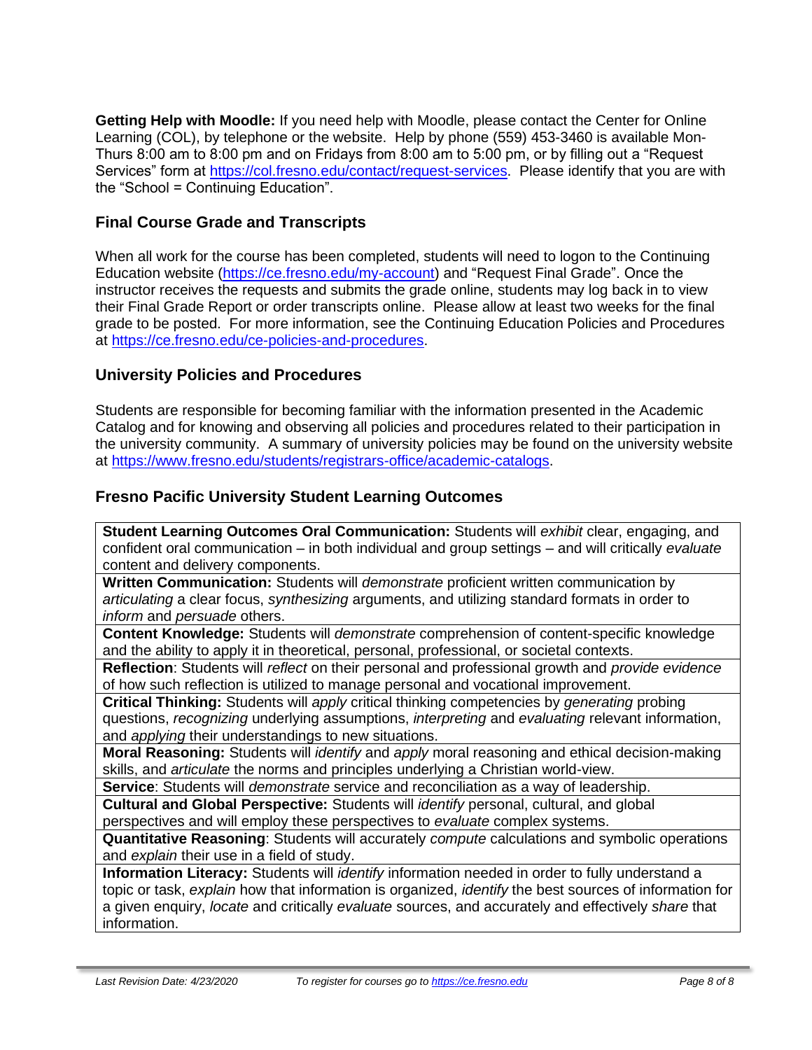**Getting Help with Moodle:** If you need help with Moodle, please contact the Center for Online Learning (COL), by telephone or the website. Help by phone (559) 453-3460 is available Mon-Thurs 8:00 am to 8:00 pm and on Fridays from 8:00 am to 5:00 pm, or by filling out a "Request Services" form at https://col.fresno.edu/contact/request-services. Please identify that you are with the "School = Continuing Education".

## Final Course Grade and Transcripts

When all work for the course has been completed, students will need to logon to the Continuing Education website (https://ce.fresno.edu/my-account) and "Request Final Grade". Once the instructor receives the requests and submits the grade online, students may log back in to view their Final Grade Report or order transcripts online. Please allow at least two weeks for the final grade to be posted. For more information, see the Continuing Education Policies and Procedures at https://ce.fresno.edu/ce-policies-and-procedures.

## University Policies and Procedures

Students are responsible for becoming familiar with the information presented in the Academic Catalog and for knowing and observing all policies and procedures related to their participation in the university community. A summary of university policies may be found on the university website at https://www.fresno.edu/students/registrars-office/academic-catalogs.

## Fresno Pacific University Student Learning Outcomes

| |
|---|
| **Student Learning Outcomes Oral Communication:** Students will *exhibit* clear, engaging, and confident oral communication – in both individual and group settings – and will critically *evaluate* content and delivery components. |
| **Written Communication:** Students will *demonstrate* proficient written communication by *articulating* a clear focus, *synthesizing* arguments, and utilizing standard formats in order to *inform* and *persuade* others. |
| **Content Knowledge:** Students will *demonstrate* comprehension of content-specific knowledge and the ability to apply it in theoretical, personal, professional, or societal contexts. |
| **Reflection**: Students will *reflect* on their personal and professional growth and *provide evidence* of how such reflection is utilized to manage personal and vocational improvement. |
| **Critical Thinking:** Students will *apply* critical thinking competencies by *generating* probing questions, *recognizing* underlying assumptions, *interpreting* and *evaluating* relevant information, and *applying* their understandings to new situations. |
| **Moral Reasoning:** Students will *identify* and *apply* moral reasoning and ethical decision-making skills, and *articulate* the norms and principles underlying a Christian world-view. |
| **Service**: Students will *demonstrate* service and reconciliation as a way of leadership. |
| **Cultural and Global Perspective:** Students will *identify* personal, cultural, and global perspectives and will employ these perspectives to *evaluate* complex systems. |
| **Quantitative Reasoning**: Students will accurately *compute* calculations and symbolic operations and *explain* their use in a field of study. |
| **Information Literacy:** Students will *identify* information needed in order to fully understand a topic or task, *explain* how that information is organized, *identify* the best sources of information for a given enquiry, *locate* and critically *evaluate* sources, and accurately and effectively *share* that information. |